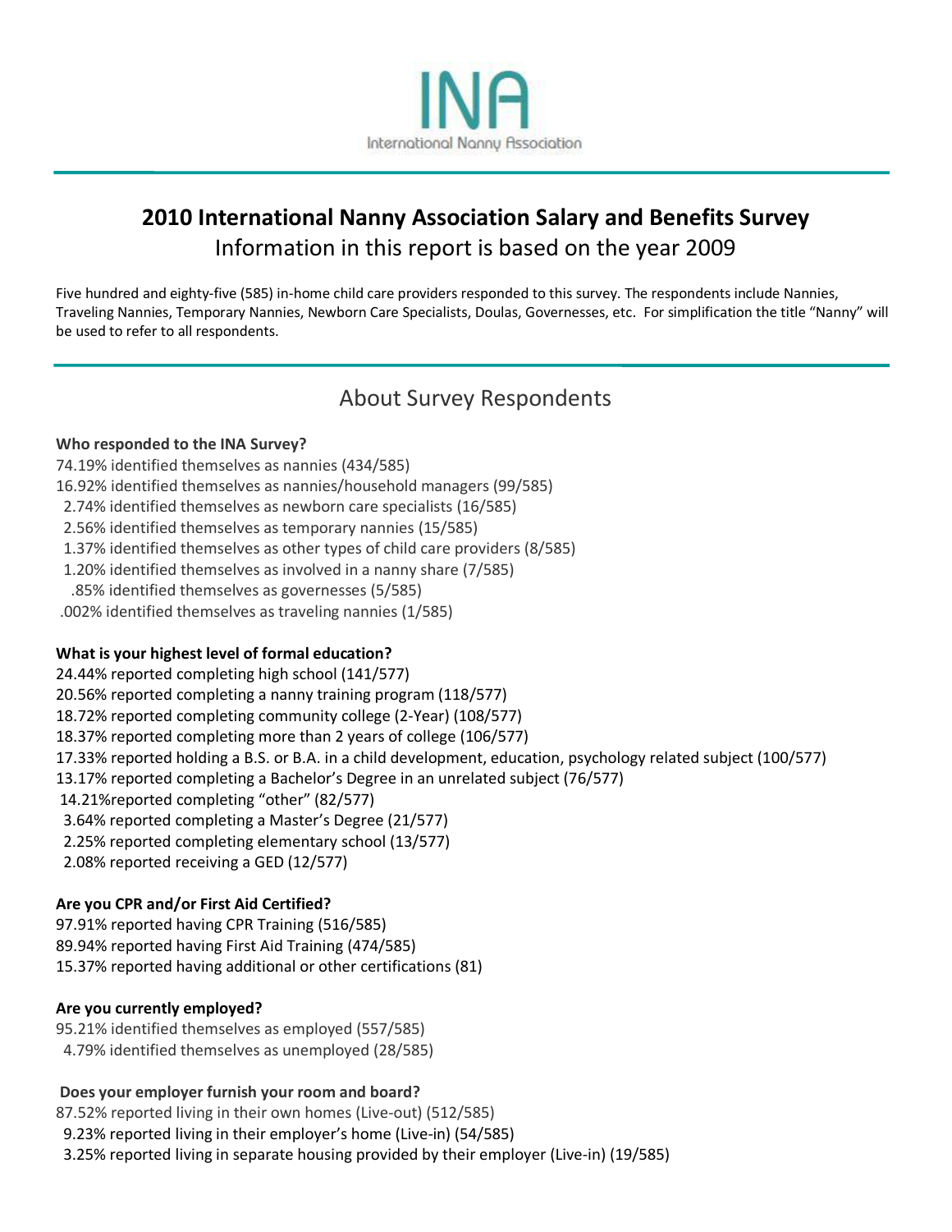INA

International Nanny Association

# 2010 International Nanny Association Salary and Benefits Survey

Information in this report is based on the year 2009

Five hundred and eighty-five (585) in-home child care providers responded to this survey. The respondents include Nannies, Traveling Nannies, Temporary Nannies, Newborn Care Specialists, Doulas, Governesses, etc. For simplification the title "Nanny" will be used to refer to all respondents.

## About Survey Respondents

**Who responded to the INA Survey?**

74.19% identified themselves as nannies (434/585)
16.92% identified themselves as nannies/household managers (99/585)
2.74% identified themselves as newborn care specialists (16/585)
2.56% identified themselves as temporary nannies (15/585)
1.37% identified themselves as other types of child care providers (8/585)
1.20% identified themselves as involved in a nanny share (7/585)
.85% identified themselves as governesses (5/585)
.002% identified themselves as traveling nannies (1/585)

**What is your highest level of formal education?**

24.44% reported completing high school (141/577)
20.56% reported completing a nanny training program (118/577)
18.72% reported completing community college (2-Year) (108/577)
18.37% reported completing more than 2 years of college (106/577)
17.33% reported holding a B.S. or B.A. in a child development, education, psychology related subject (100/577)
13.17% reported completing a Bachelor's Degree in an unrelated subject (76/577)
14.21%reported completing "other" (82/577)
3.64% reported completing a Master's Degree (21/577)
2.25% reported completing elementary school (13/577)
2.08% reported receiving a GED (12/577)

**Are you CPR and/or First Aid Certified?**

97.91% reported having CPR Training (516/585)
89.94% reported having First Aid Training (474/585)
15.37% reported having additional or other certifications (81)

**Are you currently employed?**

95.21% identified themselves as employed (557/585)
4.79% identified themselves as unemployed (28/585)

**Does your employer furnish your room and board?**

87.52% reported living in their own homes (Live-out) (512/585)
9.23% reported living in their employer's home (Live-in) (54/585)
3.25% reported living in separate housing provided by their employer (Live-in) (19/585)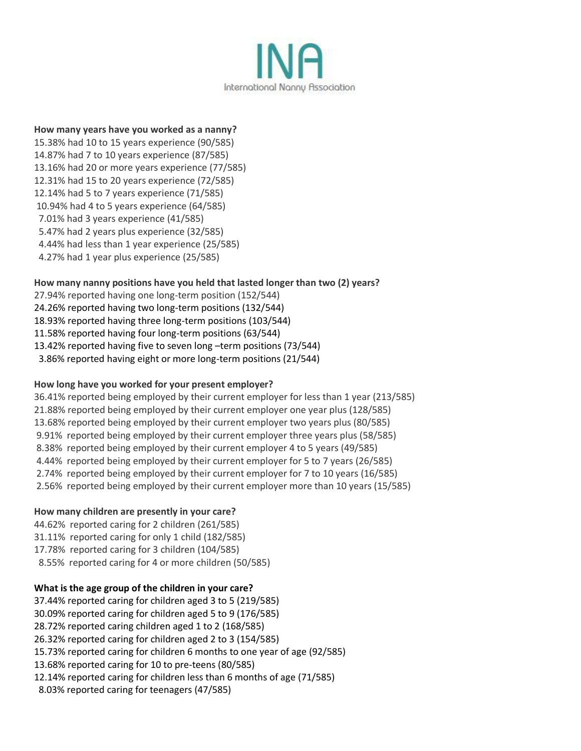**How many years have you worked as a nanny?**

15.38% had 10 to 15 years experience (90/585)
14.87% had 7 to 10 years experience (87/585)
13.16% had 20 or more years experience (77/585)
12.31% had 15 to 20 years experience (72/585)
12.14% had 5 to 7 years experience (71/585)
10.94% had 4 to 5 years experience (64/585)
7.01% had 3 years experience (41/585)
5.47% had 2 years plus experience (32/585)
4.44% had less than 1 year experience (25/585)
4.27% had 1 year plus experience (25/585)

**How many nanny positions have you held that lasted longer than two (2) years?**

27.94% reported having one long-term position (152/544)
24.26% reported having two long-term positions (132/544)
18.93% reported having three long-term positions (103/544)
11.58% reported having four long-term positions (63/544)
13.42% reported having five to seven long –term positions (73/544)
3.86% reported having eight or more long-term positions (21/544)

**How long have you worked for your present employer?**

36.41% reported being employed by their current employer for less than 1 year (213/585)
21.88% reported being employed by their current employer one year plus (128/585)
13.68% reported being employed by their current employer two years plus (80/585)
9.91% reported being employed by their current employer three years plus (58/585)
8.38% reported being employed by their current employer 4 to 5 years (49/585)
4.44% reported being employed by their current employer for 5 to 7 years (26/585)
2.74% reported being employed by their current employer for 7 to 10 years (16/585)
2.56% reported being employed by their current employer more than 10 years (15/585)

**How many children are presently in your care?**

44.62% reported caring for 2 children (261/585)
31.11% reported caring for only 1 child (182/585)
17.78% reported caring for 3 children (104/585)
8.55% reported caring for 4 or more children (50/585)

**What is the age group of the children in your care?**

37.44% reported caring for children aged 3 to 5 (219/585)
30.09% reported caring for children aged 5 to 9 (176/585)
28.72% reported caring children aged 1 to 2 (168/585)
26.32% reported caring for children aged 2 to 3 (154/585)
15.73% reported caring for children 6 months to one year of age (92/585)
13.68% reported caring for 10 to pre-teens (80/585)
12.14% reported caring for children less than 6 months of age (71/585)
8.03% reported caring for teenagers (47/585)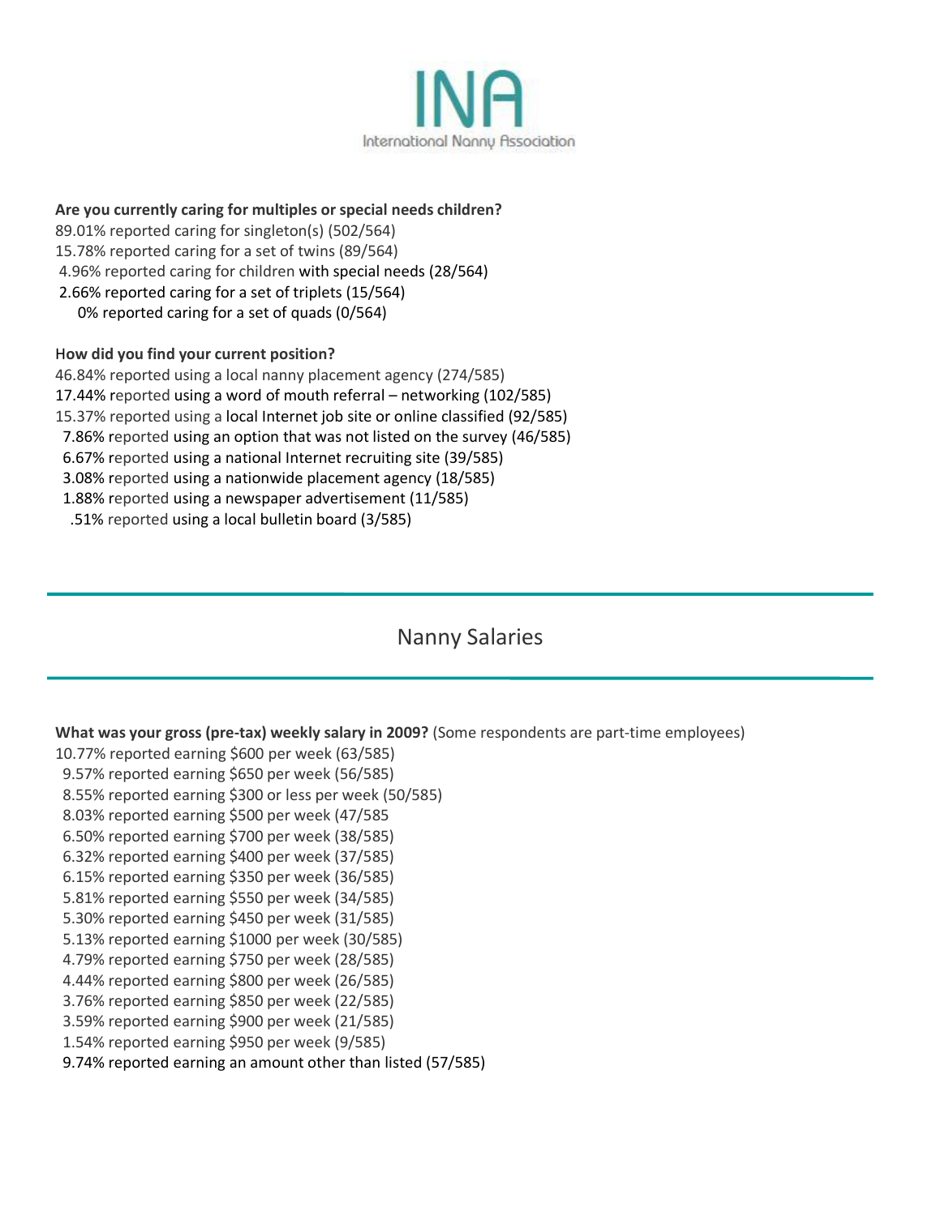INA

International Nanny Association

**Are you currently caring for multiples or special needs children?**

89.01% reported caring for singleton(s) (502/564)
15.78% reported caring for a set of twins (89/564)
4.96% reported caring for children with special needs (28/564)
2.66% reported caring for a set of triplets (15/564)
0% reported caring for a set of quads (0/564)

**How did you find your current position?**

46.84% reported using a local nanny placement agency (274/585)
17.44% reported using a word of mouth referral – networking (102/585)
15.37% reported using a local Internet job site or online classified (92/585)
7.86% reported using an option that was not listed on the survey (46/585)
6.67% reported using a national Internet recruiting site (39/585)
3.08% reported using a nationwide placement agency (18/585)
1.88% reported using a newspaper advertisement (11/585)
.51% reported using a local bulletin board (3/585)

## Nanny Salaries

**What was your gross (pre-tax) weekly salary in 2009?** (Some respondents are part-time employees)

10.77% reported earning $600 per week (63/585)
9.57% reported earning $650 per week (56/585)
8.55% reported earning $300 or less per week (50/585)
8.03% reported earning $500 per week (47/585
6.50% reported earning $700 per week (38/585)
6.32% reported earning $400 per week (37/585)
6.15% reported earning $350 per week (36/585)
5.81% reported earning $550 per week (34/585)
5.30% reported earning $450 per week (31/585)
5.13% reported earning $1000 per week (30/585)
4.79% reported earning $750 per week (28/585)
4.44% reported earning $800 per week (26/585)
3.76% reported earning $850 per week (22/585)
3.59% reported earning $900 per week (21/585)
1.54% reported earning $950 per week (9/585)
9.74% reported earning an amount other than listed (57/585)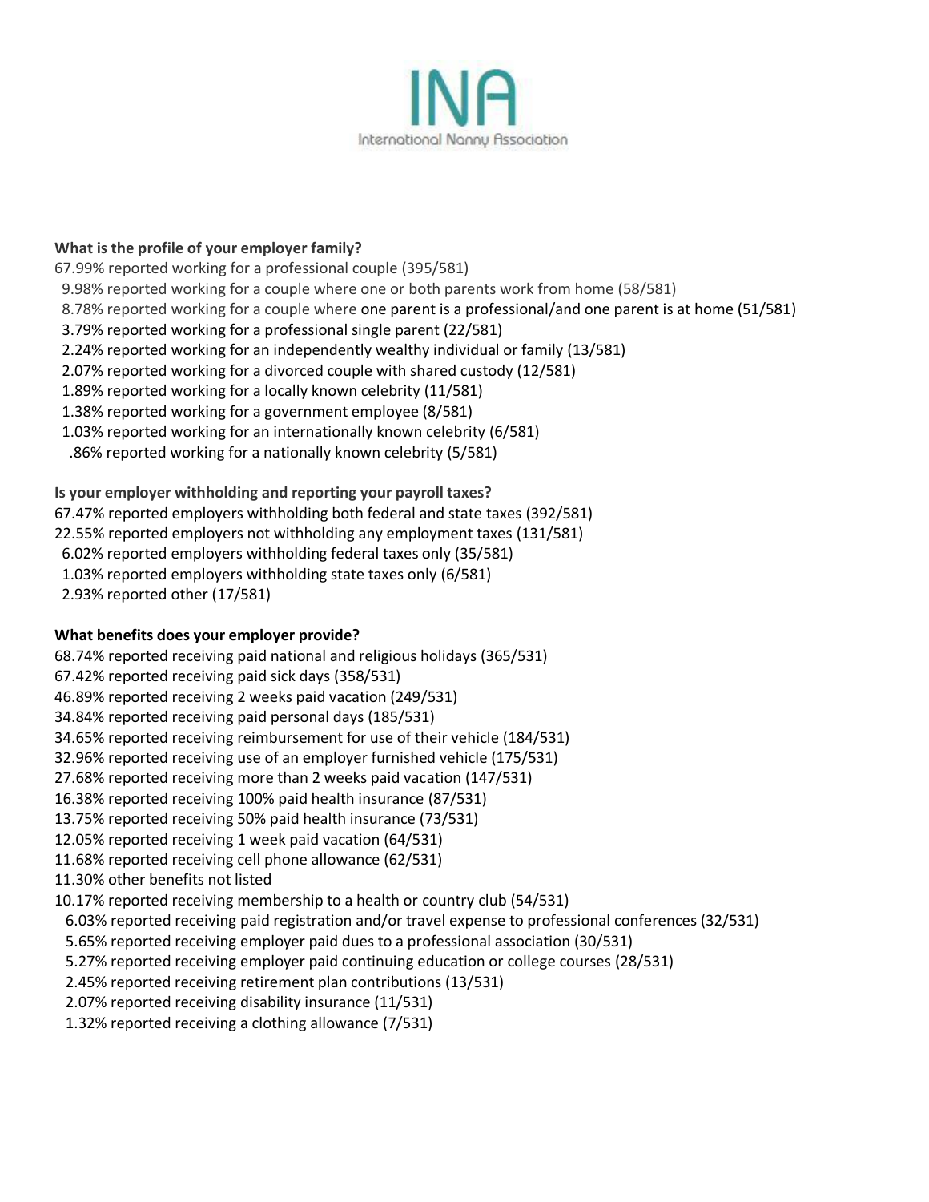**What is the profile of your employer family?**

67.99% reported working for a professional couple (395/581)
9.98% reported working for a couple where one or both parents work from home (58/581)
8.78% reported working for a couple where one parent is a professional/and one parent is at home (51/581)
3.79% reported working for a professional single parent (22/581)
2.24% reported working for an independently wealthy individual or family (13/581)
2.07% reported working for a divorced couple with shared custody (12/581)
1.89% reported working for a locally known celebrity (11/581)
1.38% reported working for a government employee (8/581)
1.03% reported working for an internationally known celebrity (6/581)
.86% reported working for a nationally known celebrity (5/581)

**Is your employer withholding and reporting your payroll taxes?**

67.47% reported employers withholding both federal and state taxes (392/581)
22.55% reported employers not withholding any employment taxes (131/581)
6.02% reported employers withholding federal taxes only (35/581)
1.03% reported employers withholding state taxes only (6/581)
2.93% reported other (17/581)

**What benefits does your employer provide?**

68.74% reported receiving paid national and religious holidays (365/531)
67.42% reported receiving paid sick days (358/531)
46.89% reported receiving 2 weeks paid vacation (249/531)
34.84% reported receiving paid personal days (185/531)
34.65% reported receiving reimbursement for use of their vehicle (184/531)
32.96% reported receiving use of an employer furnished vehicle (175/531)
27.68% reported receiving more than 2 weeks paid vacation (147/531)
16.38% reported receiving 100% paid health insurance (87/531)
13.75% reported receiving 50% paid health insurance (73/531)
12.05% reported receiving 1 week paid vacation (64/531)
11.68% reported receiving cell phone allowance (62/531)
11.30% other benefits not listed
10.17% reported receiving membership to a health or country club (54/531)
6.03% reported receiving paid registration and/or travel expense to professional conferences (32/531)
5.65% reported receiving employer paid dues to a professional association (30/531)
5.27% reported receiving employer paid continuing education or college courses (28/531)
2.45% reported receiving retirement plan contributions (13/531)
2.07% reported receiving disability insurance (11/531)
1.32% reported receiving a clothing allowance (7/531)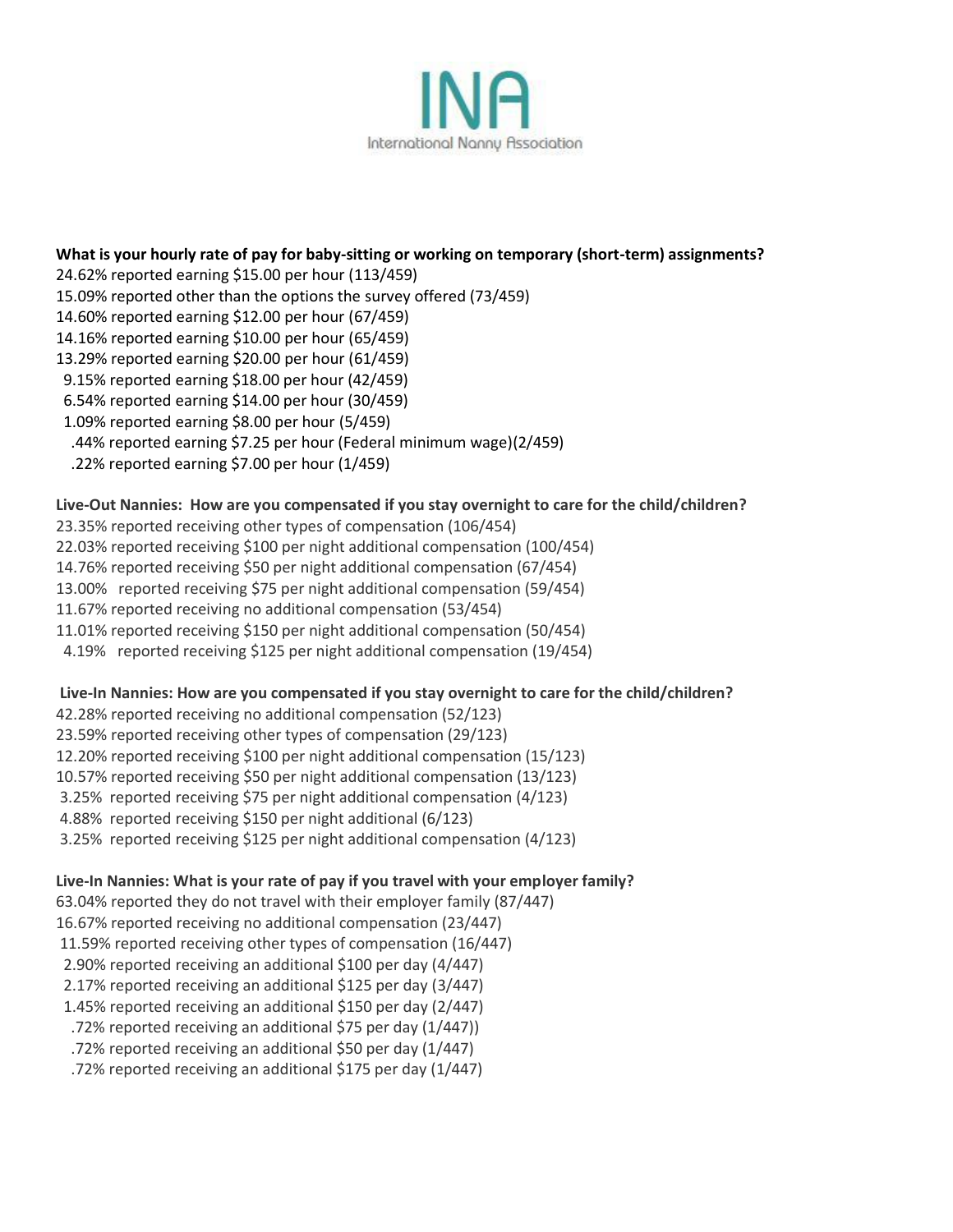INA
International Nanny Association

**What is your hourly rate of pay for baby-sitting or working on temporary (short-term) assignments?**

24.62% reported earning $15.00 per hour (113/459)
15.09% reported other than the options the survey offered (73/459)
14.60% reported earning $12.00 per hour (67/459)
14.16% reported earning $10.00 per hour (65/459)
13.29% reported earning $20.00 per hour (61/459)
9.15% reported earning $18.00 per hour (42/459)
6.54% reported earning $14.00 per hour (30/459)
1.09% reported earning $8.00 per hour (5/459)
.44% reported earning $7.25 per hour (Federal minimum wage)(2/459)
.22% reported earning $7.00 per hour (1/459)

**Live-Out Nannies: How are you compensated if you stay overnight to care for the child/children?**

23.35% reported receiving other types of compensation (106/454)
22.03% reported receiving $100 per night additional compensation (100/454)
14.76% reported receiving $50 per night additional compensation (67/454)
13.00% reported receiving $75 per night additional compensation (59/454)
11.67% reported receiving no additional compensation (53/454)
11.01% reported receiving $150 per night additional compensation (50/454)
4.19% reported receiving $125 per night additional compensation (19/454)

**Live-In Nannies: How are you compensated if you stay overnight to care for the child/children?**

42.28% reported receiving no additional compensation (52/123)
23.59% reported receiving other types of compensation (29/123)
12.20% reported receiving $100 per night additional compensation (15/123)
10.57% reported receiving $50 per night additional compensation (13/123)
3.25% reported receiving $75 per night additional compensation (4/123)
4.88% reported receiving $150 per night additional (6/123)
3.25% reported receiving $125 per night additional compensation (4/123)

**Live-In Nannies: What is your rate of pay if you travel with your employer family?**

63.04% reported they do not travel with their employer family (87/447)
16.67% reported receiving no additional compensation (23/447)
11.59% reported receiving other types of compensation (16/447)
2.90% reported receiving an additional $100 per day (4/447)
2.17% reported receiving an additional $125 per day (3/447)
1.45% reported receiving an additional $150 per day (2/447)
.72% reported receiving an additional $75 per day (1/447))
.72% reported receiving an additional $50 per day (1/447)
.72% reported receiving an additional $175 per day (1/447)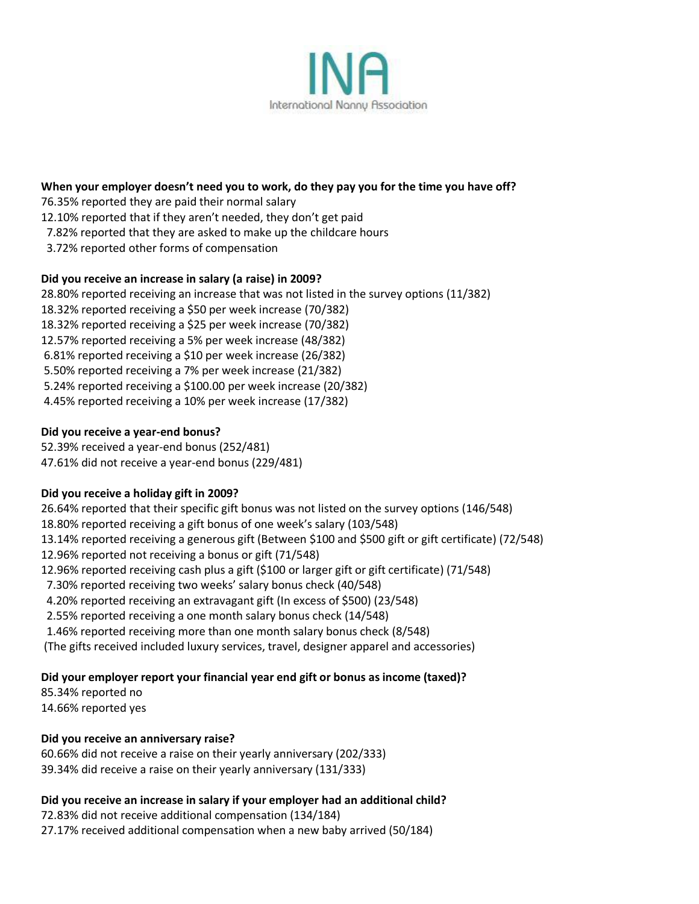INA

International Nanny Association

**When your employer doesn't need you to work, do they pay you for the time you have off?**

76.35% reported they are paid their normal salary
12.10% reported that if they aren't needed, they don't get paid
7.82% reported that they are asked to make up the childcare hours
3.72% reported other forms of compensation

**Did you receive an increase in salary (a raise) in 2009?**

28.80% reported receiving an increase that was not listed in the survey options (11/382)
18.32% reported receiving a $50 per week increase (70/382)
18.32% reported receiving a $25 per week increase (70/382)
12.57% reported receiving a 5% per week increase (48/382)
6.81% reported receiving a $10 per week increase (26/382)
5.50% reported receiving a 7% per week increase (21/382)
5.24% reported receiving a $100.00 per week increase (20/382)
4.45% reported receiving a 10% per week increase (17/382)

**Did you receive a year-end bonus?**

52.39% received a year-end bonus (252/481)
47.61% did not receive a year-end bonus (229/481)

**Did you receive a holiday gift in 2009?**

26.64% reported that their specific gift bonus was not listed on the survey options (146/548)
18.80% reported receiving a gift bonus of one week's salary (103/548)
13.14% reported receiving a generous gift (Between $100 and $500 gift or gift certificate) (72/548)
12.96% reported not receiving a bonus or gift (71/548)
12.96% reported receiving cash plus a gift ($100 or larger gift or gift certificate) (71/548)
7.30% reported receiving two weeks' salary bonus check (40/548)
4.20% reported receiving an extravagant gift (In excess of $500) (23/548)
2.55% reported receiving a one month salary bonus check (14/548)
1.46% reported receiving more than one month salary bonus check (8/548)
(The gifts received included luxury services, travel, designer apparel and accessories)

**Did your employer report your financial year end gift or bonus as income (taxed)?**

85.34% reported no
14.66% reported yes

**Did you receive an anniversary raise?**

60.66% did not receive a raise on their yearly anniversary (202/333)
39.34% did receive a raise on their yearly anniversary (131/333)

**Did you receive an increase in salary if your employer had an additional child?**

72.83% did not receive additional compensation (134/184)
27.17% received additional compensation when a new baby arrived (50/184)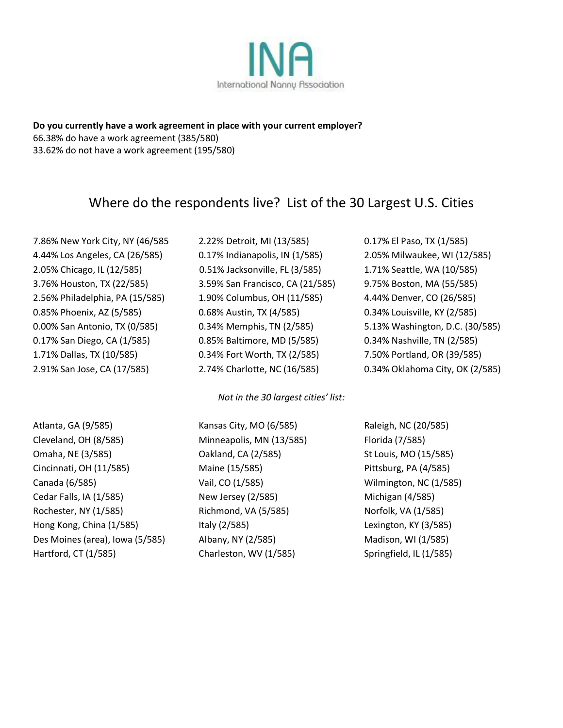International Nanny Association

**Do you currently have a work agreement in place with your current employer?**
66.38% do have a work agreement (385/580)
33.62% do not have a work agreement (195/580)

## Where do the respondents live? List of the 30 Largest U.S. Cities

7.86% New York City, NY (46/585
4.44% Los Angeles, CA (26/585)
2.05% Chicago, IL (12/585)
3.76% Houston, TX (22/585)
2.56% Philadelphia, PA (15/585)
0.85% Phoenix, AZ (5/585)
0.00% San Antonio, TX (0/585)
0.17% San Diego, CA (1/585)
1.71% Dallas, TX (10/585)
2.91% San Jose, CA (17/585)
2.22% Detroit, MI (13/585)
0.17% Indianapolis, IN (1/585)
0.51% Jacksonville, FL (3/585)
3.59% San Francisco, CA (21/585)
1.90% Columbus, OH (11/585)
0.68% Austin, TX (4/585)
0.34% Memphis, TN (2/585)
0.85% Baltimore, MD (5/585)
0.34% Fort Worth, TX (2/585)
2.74% Charlotte, NC (16/585)
0.17% El Paso, TX (1/585)
2.05% Milwaukee, WI (12/585)
1.71% Seattle, WA (10/585)
9.75% Boston, MA (55/585)
4.44% Denver, CO (26/585)
0.34% Louisville, KY (2/585)
5.13% Washington, D.C. (30/585)
0.34% Nashville, TN (2/585)
7.50% Portland, OR (39/585)
0.34% Oklahoma City, OK (2/585)

*Not in the 30 largest cities' list:*

Atlanta, GA (9/585)
Cleveland, OH (8/585)
Omaha, NE (3/585)
Cincinnati, OH (11/585)
Canada (6/585)
Cedar Falls, IA (1/585)
Rochester, NY (1/585)
Hong Kong, China (1/585)
Des Moines (area), Iowa (5/585)
Hartford, CT (1/585)
Kansas City, MO (6/585)
Minneapolis, MN (13/585)
Oakland, CA (2/585)
Maine (15/585)
Vail, CO (1/585)
New Jersey (2/585)
Richmond, VA (5/585)
Italy (2/585)
Albany, NY (2/585)
Charleston, WV (1/585)
Raleigh, NC (20/585)
Florida (7/585)
St Louis, MO (15/585)
Pittsburg, PA (4/585)
Wilmington, NC (1/585)
Michigan (4/585)
Norfolk, VA (1/585)
Lexington, KY (3/585)
Madison, WI (1/585)
Springfield, IL (1/585)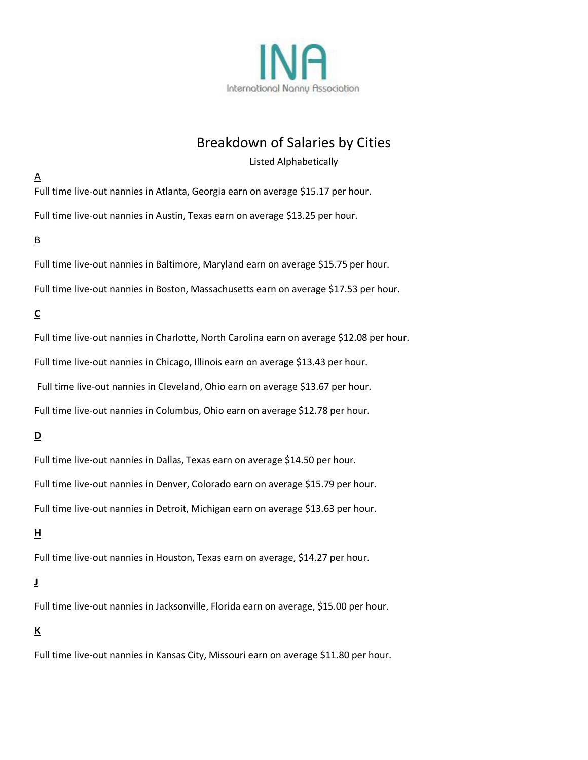INA
International Nanny Association

# Breakdown of Salaries by Cities

Listed Alphabetically

A

Full time live-out nannies in Atlanta, Georgia earn on average $15.17 per hour.

Full time live-out nannies in Austin, Texas earn on average $13.25 per hour.

B

Full time live-out nannies in Baltimore, Maryland earn on average $15.75 per hour.

Full time live-out nannies in Boston, Massachusetts earn on average $17.53 per hour.

**C**

Full time live-out nannies in Charlotte, North Carolina earn on average $12.08 per hour.

Full time live-out nannies in Chicago, Illinois earn on average $13.43 per hour.

Full time live-out nannies in Cleveland, Ohio earn on average $13.67 per hour.

Full time live-out nannies in Columbus, Ohio earn on average $12.78 per hour.

**D**

Full time live-out nannies in Dallas, Texas earn on average $14.50 per hour.

Full time live-out nannies in Denver, Colorado earn on average $15.79 per hour.

Full time live-out nannies in Detroit, Michigan earn on average $13.63 per hour.

**H**

Full time live-out nannies in Houston, Texas earn on average, $14.27 per hour.

**J**

Full time live-out nannies in Jacksonville, Florida earn on average, $15.00 per hour.

**K**

Full time live-out nannies in Kansas City, Missouri earn on average $11.80 per hour.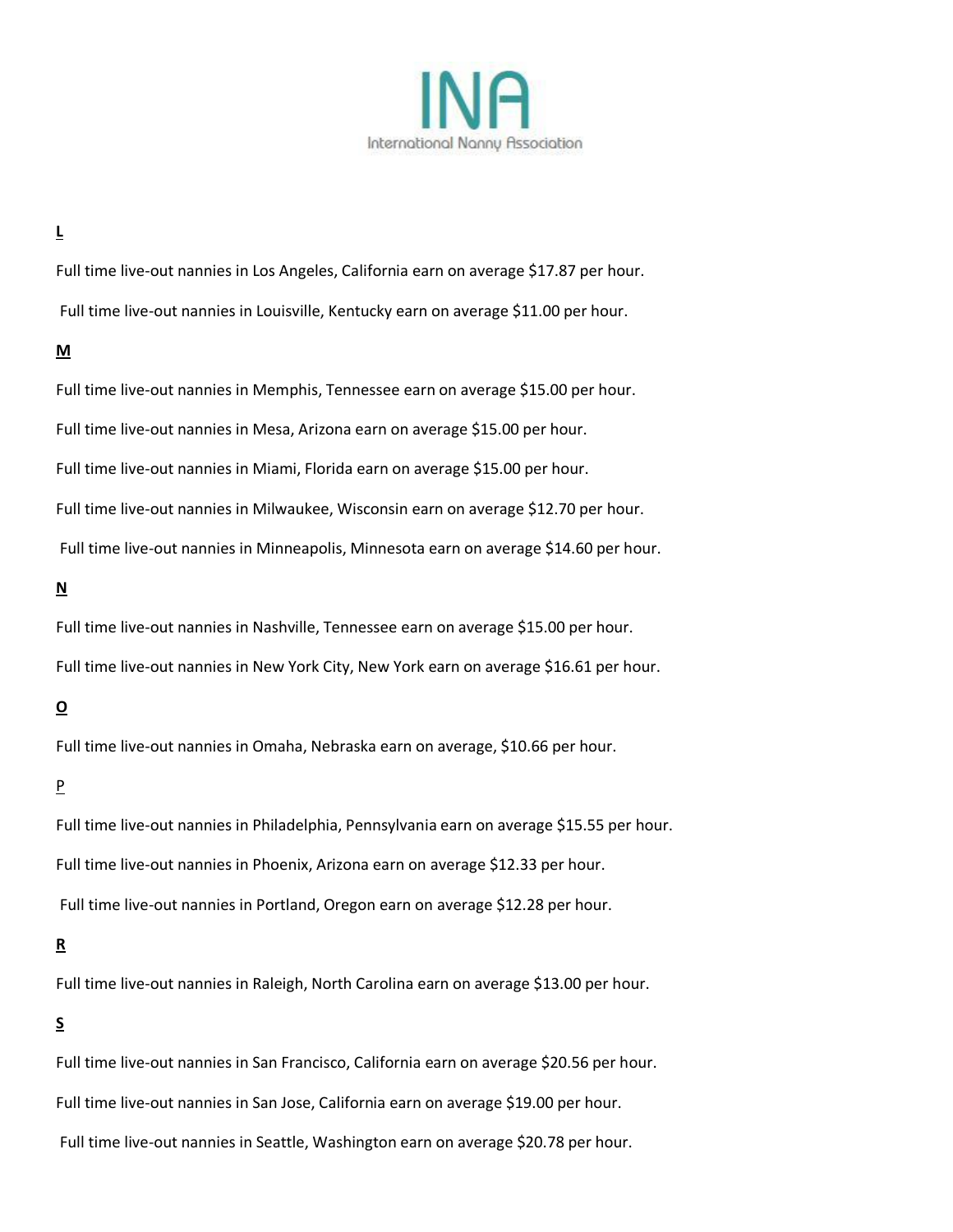**L**

Full time live-out nannies in Los Angeles, California earn on average $17.87 per hour.

Full time live-out nannies in Louisville, Kentucky earn on average $11.00 per hour.

**M**

Full time live-out nannies in Memphis, Tennessee earn on average $15.00 per hour.

Full time live-out nannies in Mesa, Arizona earn on average $15.00 per hour.

Full time live-out nannies in Miami, Florida earn on average $15.00 per hour.

Full time live-out nannies in Milwaukee, Wisconsin earn on average $12.70 per hour.

Full time live-out nannies in Minneapolis, Minnesota earn on average $14.60 per hour.

**N**

Full time live-out nannies in Nashville, Tennessee earn on average $15.00 per hour.

Full time live-out nannies in New York City, New York earn on average $16.61 per hour.

**O**

Full time live-out nannies in Omaha, Nebraska earn on average, $10.66 per hour.

P

Full time live-out nannies in Philadelphia, Pennsylvania earn on average $15.55 per hour.

Full time live-out nannies in Phoenix, Arizona earn on average $12.33 per hour.

Full time live-out nannies in Portland, Oregon earn on average $12.28 per hour.

**R**

Full time live-out nannies in Raleigh, North Carolina earn on average $13.00 per hour.

**S**

Full time live-out nannies in San Francisco, California earn on average $20.56 per hour.

Full time live-out nannies in San Jose, California earn on average $19.00 per hour.

Full time live-out nannies in Seattle, Washington earn on average $20.78 per hour.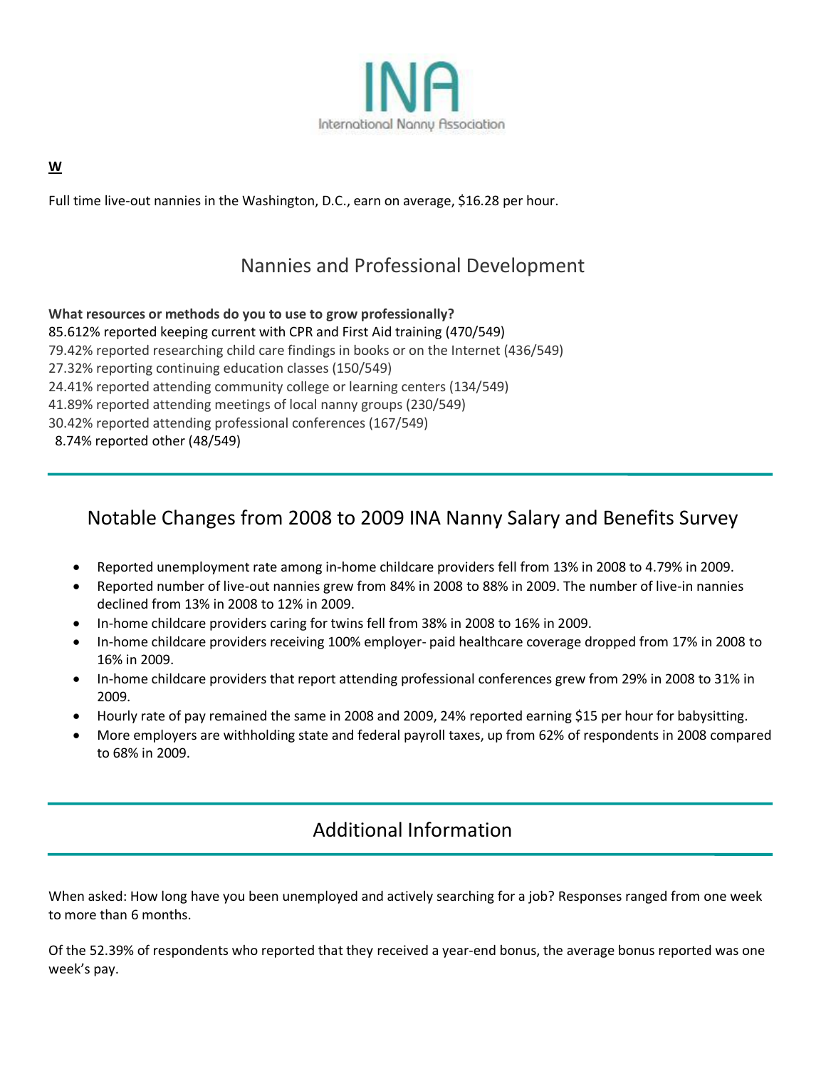INA

International Nanny Association

**W**

Full time live-out nannies in the Washington, D.C., earn on average, $16.28 per hour.

## Nannies and Professional Development

**What resources or methods do you to use to grow professionally?**

85.612% reported keeping current with CPR and First Aid training (470/549)
79.42% reported researching child care findings in books or on the Internet (436/549)
27.32% reporting continuing education classes (150/549)
24.41% reported attending community college or learning centers (134/549)
41.89% reported attending meetings of local nanny groups (230/549)
30.42% reported attending professional conferences (167/549)
8.74% reported other (48/549)

## Notable Changes from 2008 to 2009 INA Nanny Salary and Benefits Survey

- Reported unemployment rate among in-home childcare providers fell from 13% in 2008 to 4.79% in 2009.
- Reported number of live-out nannies grew from 84% in 2008 to 88% in 2009. The number of live-in nannies declined from 13% in 2008 to 12% in 2009.
- In-home childcare providers caring for twins fell from 38% in 2008 to 16% in 2009.
- In-home childcare providers receiving 100% employer- paid healthcare coverage dropped from 17% in 2008 to 16% in 2009.
- In-home childcare providers that report attending professional conferences grew from 29% in 2008 to 31% in 2009.
- Hourly rate of pay remained the same in 2008 and 2009, 24% reported earning $15 per hour for babysitting.
- More employers are withholding state and federal payroll taxes, up from 62% of respondents in 2008 compared to 68% in 2009.

## Additional Information

When asked: How long have you been unemployed and actively searching for a job? Responses ranged from one week to more than 6 months.

Of the 52.39% of respondents who reported that they received a year-end bonus, the average bonus reported was one week's pay.